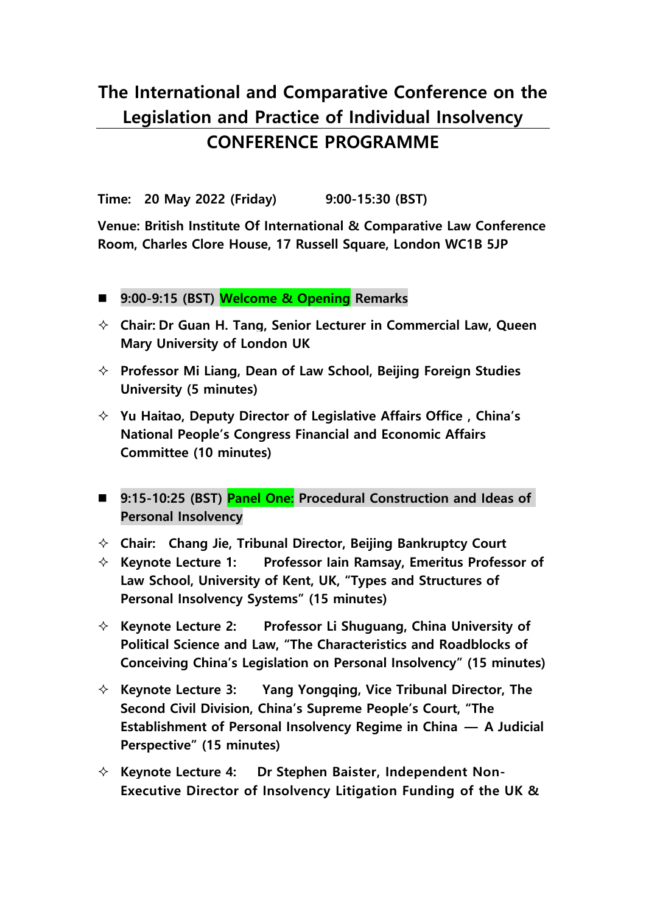# The International and Comparative Conference on the Legislation and Practice of Individual Insolvency

## CONFERENCE PROGRAMME

**Time: 20 May 2022 (Friday) 9:00-15:30 (BST)**

**Venue: British Institute Of International & Comparative Law Conference Room, Charles Clore House, 17 Russell Square, London WC1B 5JP**

- **9:00-9:15 (BST) Welcome & Opening Remarks**

  - **Chair: Dr Guan H. Tang, Senior Lecturer in Commercial Law, Queen Mary University of London UK**
  - **Professor Mi Liang, Dean of Law School, Beijing Foreign Studies University (5 minutes)**
  - **Yu Haitao, Deputy Director of Legislative Affairs Office , China's National People's Congress Financial and Economic Affairs Committee (10 minutes)**

- **9:15-10:25 (BST) Panel One: Procedural Construction and Ideas of Personal Insolvency**

  - **Chair: Chang Jie, Tribunal Director, Beijing Bankruptcy Court**
  - **Keynote Lecture 1: Professor Iain Ramsay, Emeritus Professor of Law School, University of Kent, UK, "Types and Structures of Personal Insolvency Systems" (15 minutes)**
  - **Keynote Lecture 2: Professor Li Shuguang, China University of Political Science and Law, "The Characteristics and Roadblocks of Conceiving China's Legislation on Personal Insolvency" (15 minutes)**
  - **Keynote Lecture 3: Yang Yongqing, Vice Tribunal Director, The Second Civil Division, China's Supreme People's Court, "The Establishment of Personal Insolvency Regime in China — A Judicial Perspective" (15 minutes)**
  - **Keynote Lecture 4: Dr Stephen Baister, Independent Non-Executive Director of Insolvency Litigation Funding of the UK &**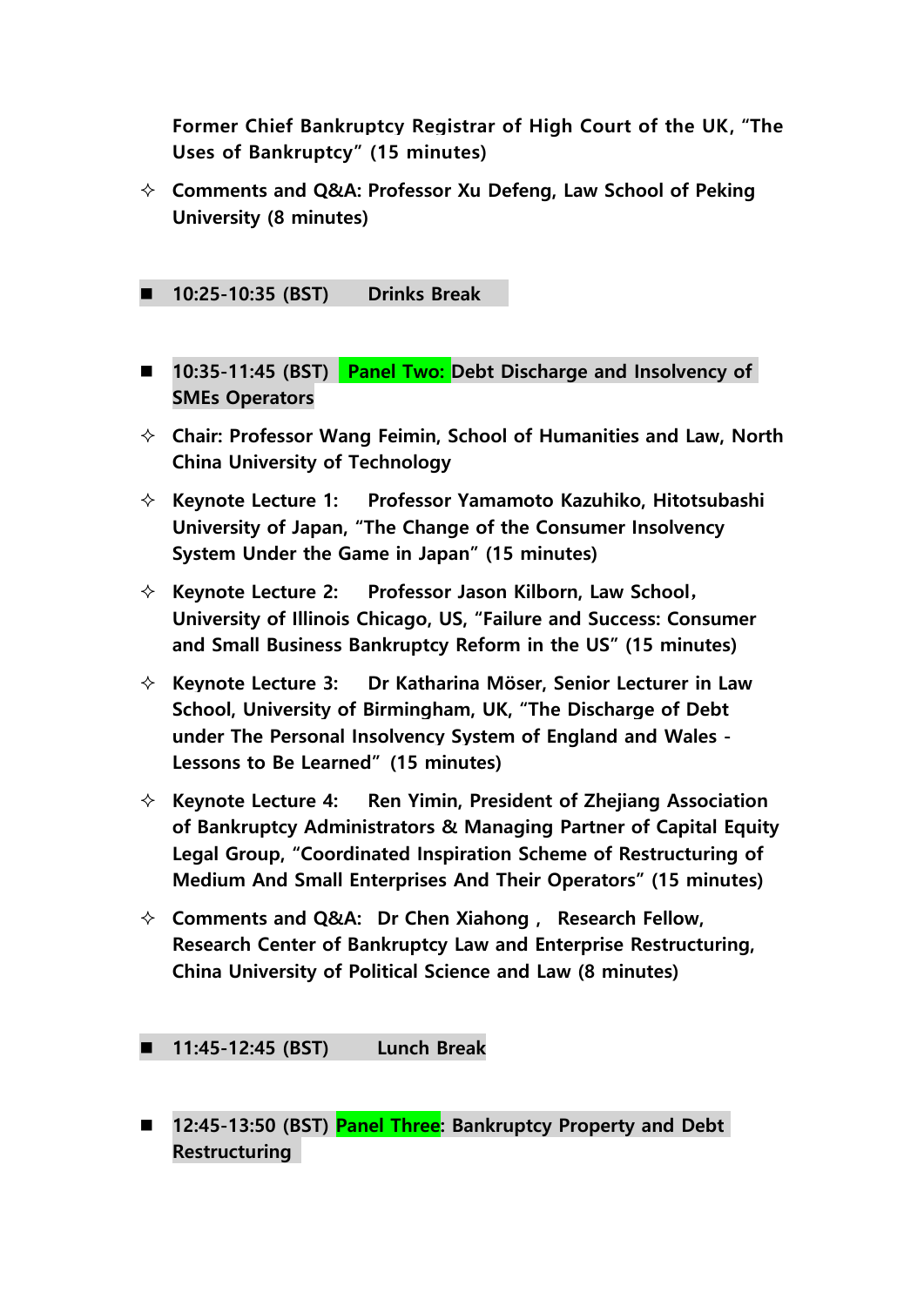**Former Chief Bankruptcy Registrar of High Court of the UK, "The Uses of Bankruptcy" (15 minutes)**

- **Comments and Q&A: Professor Xu Defeng, Law School of Peking University (8 minutes)**

- **10:25-10:35 (BST)　　Drinks Break**

- **10:35-11:45 (BST)　Panel Two: Debt Discharge and Insolvency of SMEs Operators**

- **Chair: Professor Wang Feimin, School of Humanities and Law, North China University of Technology**

- **Keynote Lecture 1:　Professor Yamamoto Kazuhiko, Hitotsubashi University of Japan, "The Change of the Consumer Insolvency System Under the Game in Japan" (15 minutes)**

- **Keynote Lecture 2:　Professor Jason Kilborn, Law School, University of Illinois Chicago, US, "Failure and Success: Consumer and Small Business Bankruptcy Reform in the US" (15 minutes)**

- **Keynote Lecture 3:　Dr Katharina Möser, Senior Lecturer in Law School, University of Birmingham, UK, "The Discharge of Debt under The Personal Insolvency System of England and Wales - Lessons to Be Learned" (15 minutes)**

- **Keynote Lecture 4:　Ren Yimin, President of Zhejiang Association of Bankruptcy Administrators & Managing Partner of Capital Equity Legal Group, "Coordinated Inspiration Scheme of Restructuring of Medium And Small Enterprises And Their Operators" (15 minutes)**

- **Comments and Q&A:　Dr Chen Xiahong，Research Fellow, Research Center of Bankruptcy Law and Enterprise Restructuring, China University of Political Science and Law (8 minutes)**

- **11:45-12:45 (BST)　　Lunch Break**

- **12:45-13:50 (BST) Panel Three: Bankruptcy Property and Debt Restructuring**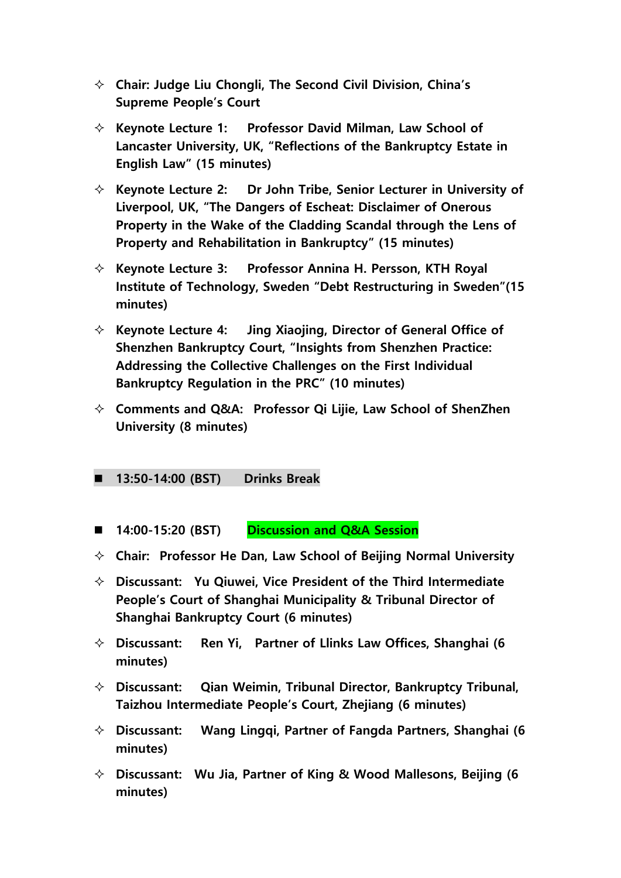- ✧ **Chair: Judge Liu Chongli, The Second Civil Division, China's Supreme People's Court**
- ✧ **Keynote Lecture 1: Professor David Milman, Law School of Lancaster University, UK, "Reflections of the Bankruptcy Estate in English Law" (15 minutes)**
- ✧ **Keynote Lecture 2: Dr John Tribe, Senior Lecturer in University of Liverpool, UK, "The Dangers of Escheat: Disclaimer of Onerous Property in the Wake of the Cladding Scandal through the Lens of Property and Rehabilitation in Bankruptcy" (15 minutes)**
- ✧ **Keynote Lecture 3: Professor Annina H. Persson, KTH Royal Institute of Technology, Sweden "Debt Restructuring in Sweden"(15 minutes)**
- ✧ **Keynote Lecture 4: Jing Xiaojing, Director of General Office of Shenzhen Bankruptcy Court, "Insights from Shenzhen Practice: Addressing the Collective Challenges on the First Individual Bankruptcy Regulation in the PRC" (10 minutes)**
- ✧ **Comments and Q&A: Professor Qi Lijie, Law School of ShenZhen University (8 minutes)**

- ■ **13:50-14:00 (BST) Drinks Break**

- ■ **14:00-15:20 (BST) Discussion and Q&A Session**
- ✧ **Chair: Professor He Dan, Law School of Beijing Normal University**
- ✧ **Discussant: Yu Qiuwei, Vice President of the Third Intermediate People's Court of Shanghai Municipality & Tribunal Director of Shanghai Bankruptcy Court (6 minutes)**
- ✧ **Discussant: Ren Yi, Partner of Llinks Law Offices, Shanghai (6 minutes)**
- ✧ **Discussant: Qian Weimin, Tribunal Director, Bankruptcy Tribunal, Taizhou Intermediate People's Court, Zhejiang (6 minutes)**
- ✧ **Discussant: Wang Lingqi, Partner of Fangda Partners, Shanghai (6 minutes)**
- ✧ **Discussant: Wu Jia, Partner of King & Wood Mallesons, Beijing (6 minutes)**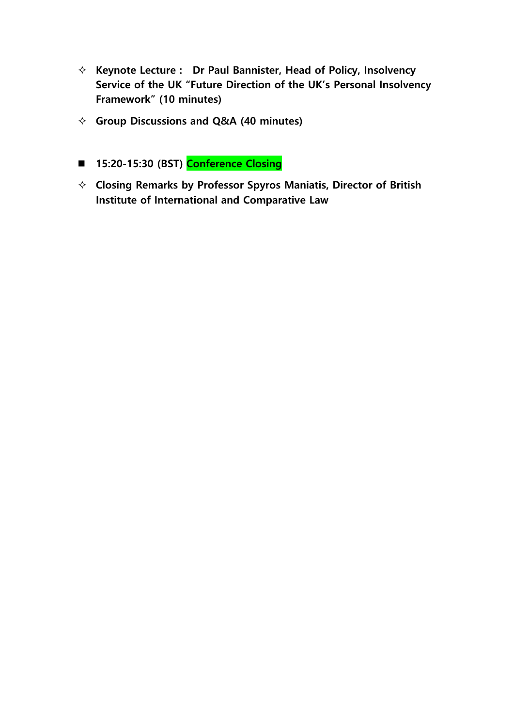- **Keynote Lecture : Dr Paul Bannister, Head of Policy, Insolvency Service of the UK "Future Direction of the UK's Personal Insolvency Framework" (10 minutes)**
- **Group Discussions and Q&A (40 minutes)**

- **15:20-15:30 (BST) Conference Closing**

- **Closing Remarks by Professor Spyros Maniatis, Director of British Institute of International and Comparative Law**